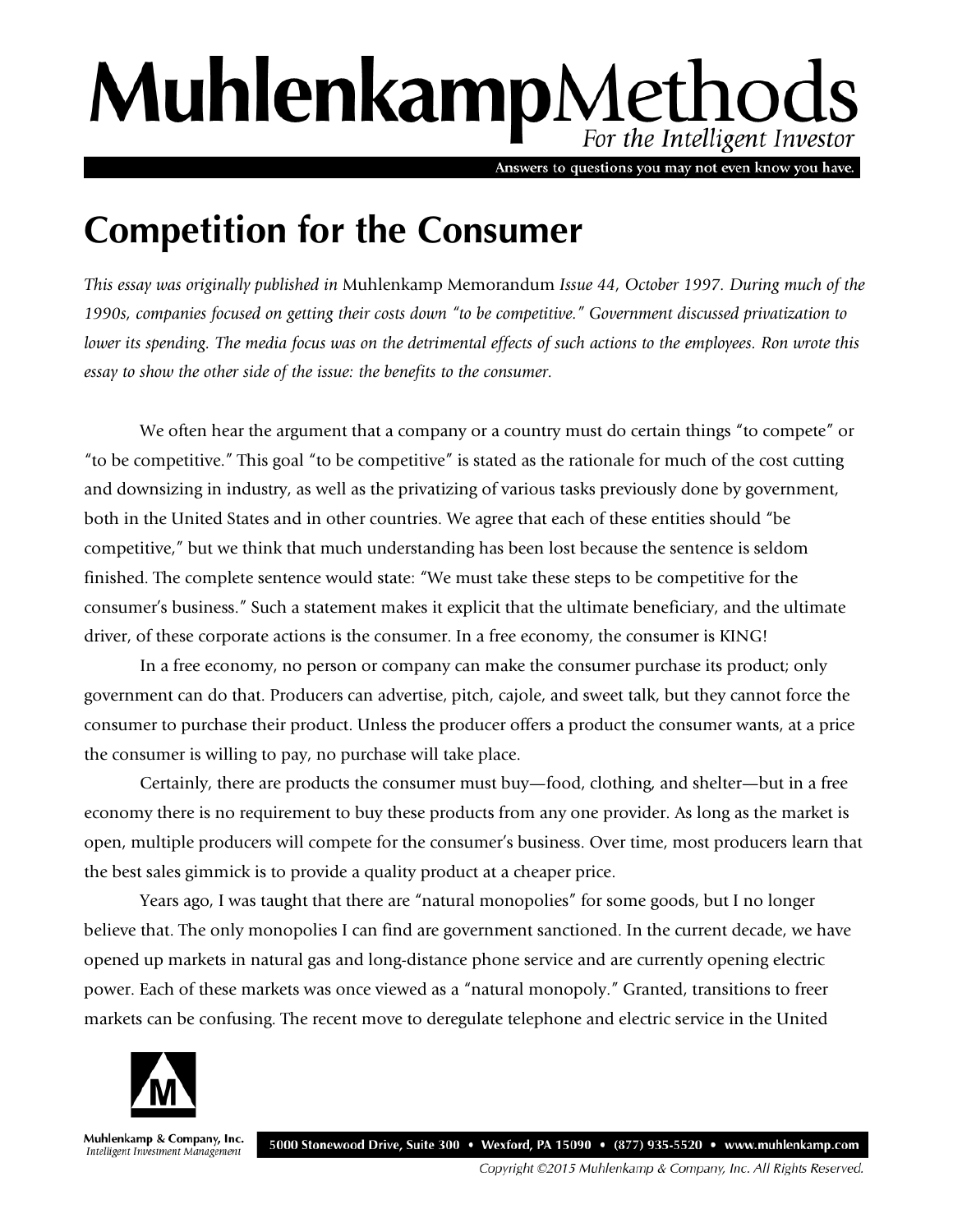# MuhlenkampMethods

*For the Intelligent Investor*

Answers to questions you may not even know you have.

## Competition for the Consumer

*This essay was originally published in* Muhlenkamp Memorandum *Issue 44, October 1997. During much of the 1990s, companies focused on getting their costs down "to be competitive." Government discussed privatization to lower its spending. The media focus was on the detrimental effects of such actions to the employees. Ron wrote this essay to show the other side of the issue: the benefits to the consumer.*

We often hear the argument that a company or a country must do certain things "to compete" or "to be competitive." This goal "to be competitive" is stated as the rationale for much of the cost cutting and downsizing in industry, as well as the privatizing of various tasks previously done by government, both in the United States and in other countries. We agree that each of these entities should "be competitive," but we think that much understanding has been lost because the sentence is seldom finished. The complete sentence would state: "We must take these steps to be competitive for the consumer's business." Such a statement makes it explicit that the ultimate beneficiary, and the ultimate driver, of these corporate actions is the consumer. In a free economy, the consumer is KING!

In a free economy, no person or company can make the consumer purchase its product; only government can do that. Producers can advertise, pitch, cajole, and sweet talk, but they cannot force the consumer to purchase their product. Unless the producer offers a product the consumer wants, at a price the consumer is willing to pay, no purchase will take place.

Certainly, there are products the consumer must buy—food, clothing, and shelter—but in a free economy there is no requirement to buy these products from any one provider. As long as the market is open, multiple producers will compete for the consumer's business. Over time, most producers learn that the best sales gimmick is to provide a quality product at a cheaper price.

Years ago, I was taught that there are "natural monopolies" for some goods, but I no longer believe that. The only monopolies I can find are government sanctioned. In the current decade, we have opened up markets in natural gas and long-distance phone service and are currently opening electric power. Each of these markets was once viewed as a "natural monopoly." Granted, transitions to freer markets can be confusing. The recent move to deregulate telephone and electric service in the United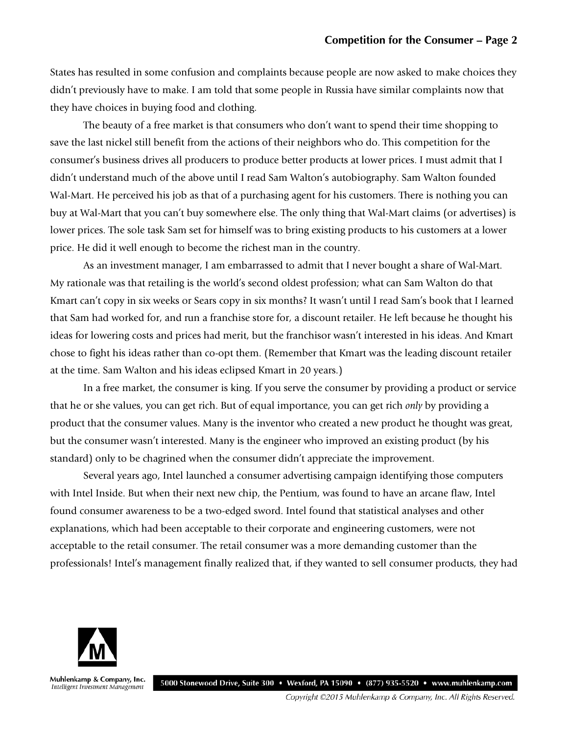States has resulted in some confusion and complaints because people are now asked to make choices they didn't previously have to make. I am told that some people in Russia have similar complaints now that they have choices in buying food and clothing.

The beauty of a free market is that consumers who don't want to spend their time shopping to save the last nickel still benefit from the actions of their neighbors who do. This competition for the consumer's business drives all producers to produce better products at lower prices. I must admit that I didn't understand much of the above until I read Sam Walton's autobiography. Sam Walton founded Wal-Mart. He perceived his job as that of a purchasing agent for his customers. There is nothing you can buy at Wal-Mart that you can't buy somewhere else. The only thing that Wal-Mart claims (or advertises) is lower prices. The sole task Sam set for himself was to bring existing products to his customers at a lower price. He did it well enough to become the richest man in the country.

As an investment manager, I am embarrassed to admit that I never bought a share of Wal-Mart. My rationale was that retailing is the world's second oldest profession; what can Sam Walton do that Kmart can't copy in six weeks or Sears copy in six months? It wasn't until I read Sam's book that I learned that Sam had worked for, and run a franchise store for, a discount retailer. He left because he thought his ideas for lowering costs and prices had merit, but the franchisor wasn't interested in his ideas. And Kmart chose to fight his ideas rather than co-opt them. (Remember that Kmart was the leading discount retailer at the time. Sam Walton and his ideas eclipsed Kmart in 20 years.)

In a free market, the consumer is king. If you serve the consumer by providing a product or service that he or she values, you can get rich. But of equal importance, you can get rich *only* by providing a product that the consumer values. Many is the inventor who created a new product he thought was great, but the consumer wasn't interested. Many is the engineer who improved an existing product (by his standard) only to be chagrined when the consumer didn't appreciate the improvement.

Several years ago, Intel launched a consumer advertising campaign identifying those computers with Intel Inside. But when their next new chip, the Pentium, was found to have an arcane flaw, Intel found consumer awareness to be a two-edged sword. Intel found that statistical analyses and other explanations, which had been acceptable to their corporate and engineering customers, were not acceptable to the retail consumer. The retail consumer was a more demanding customer than the professionals! Intel's management finally realized that, if they wanted to sell consumer products, they had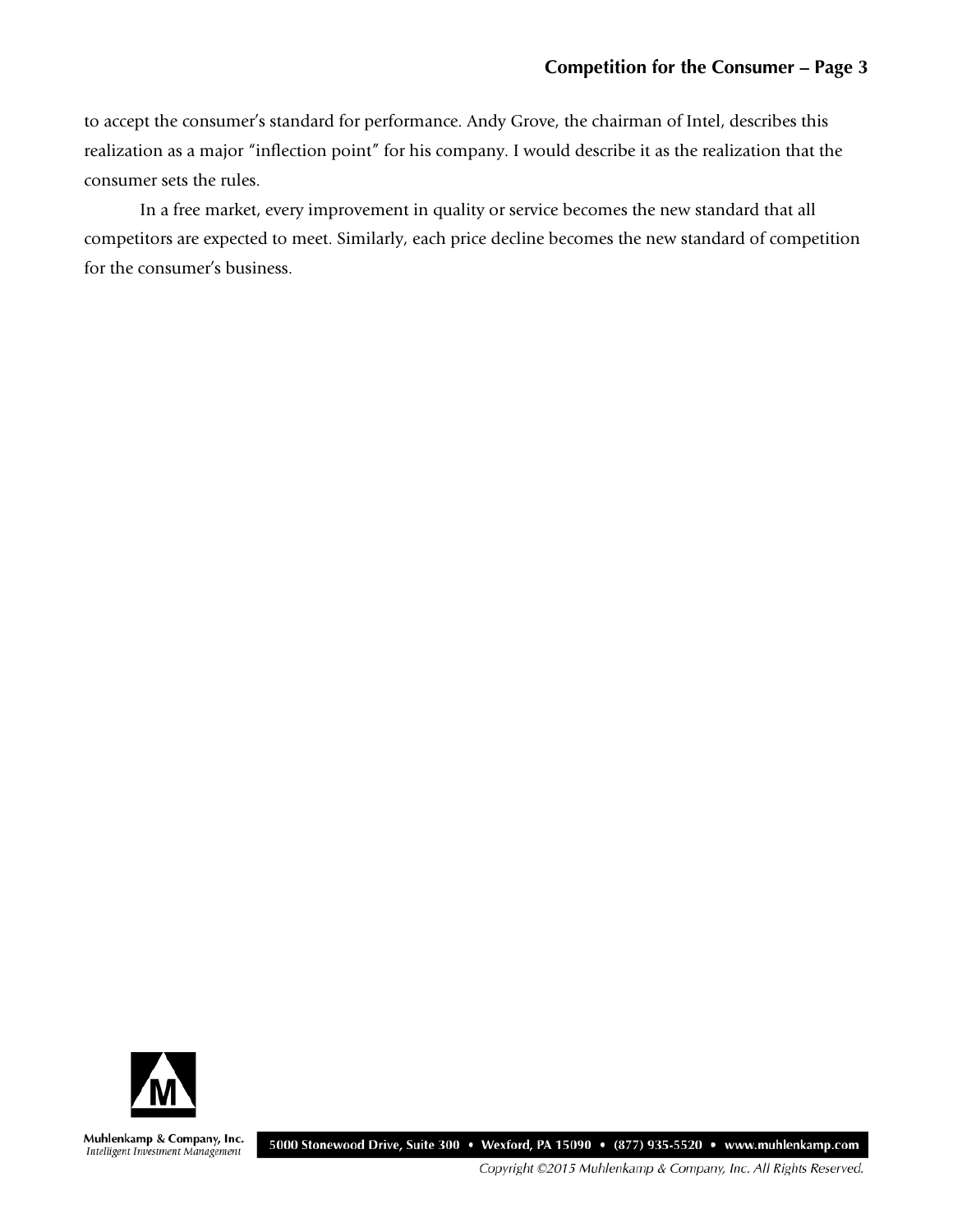to accept the consumer's standard for performance. Andy Grove, the chairman of Intel, describes this realization as a major "inflection point" for his company. I would describe it as the realization that the consumer sets the rules.

In a free market, every improvement in quality or service becomes the new standard that all competitors are expected to meet. Similarly, each price decline becomes the new standard of competition for the consumer's business.